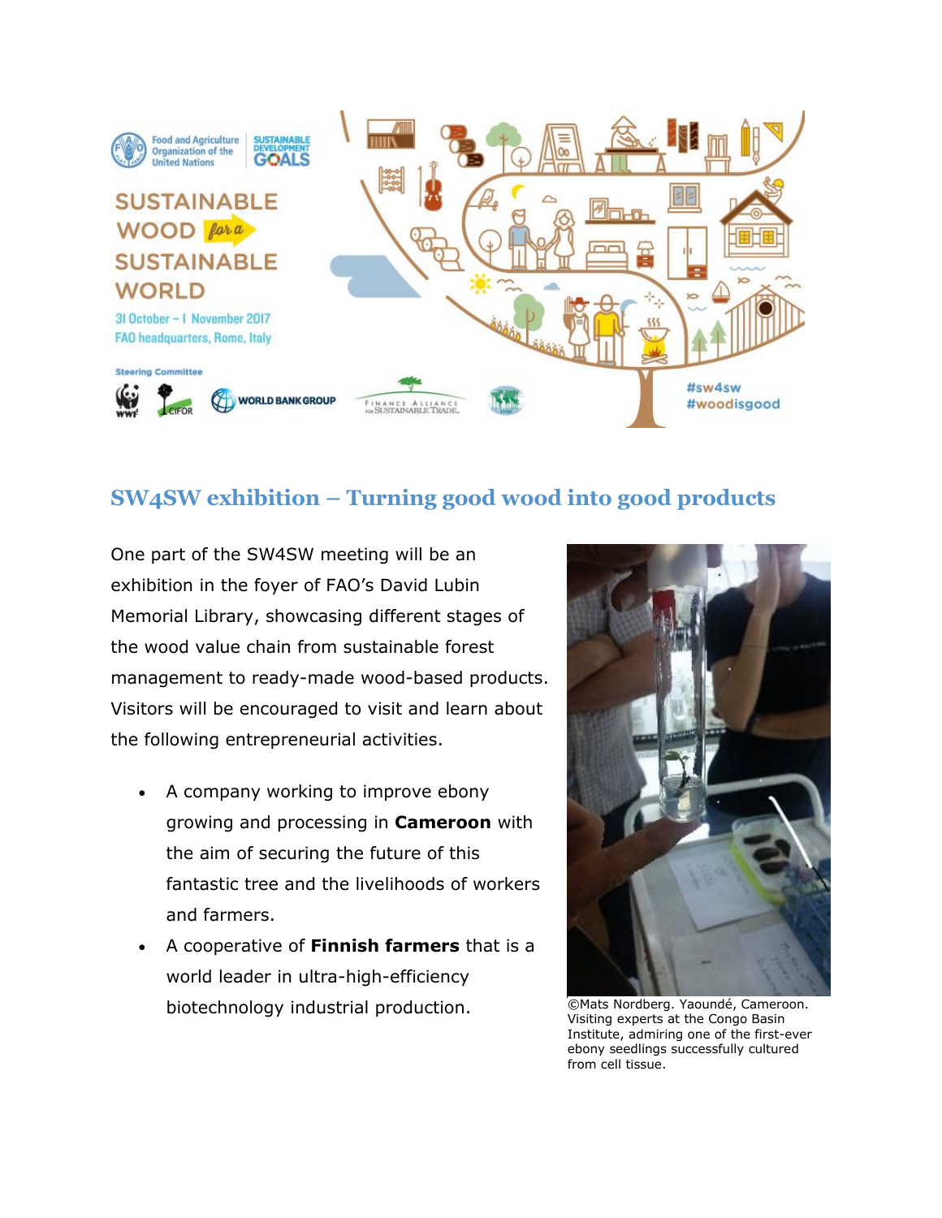Food and Agriculture Organization of the United Nations

SUSTAINABLE DEVELOPMENT GOALS

# SUSTAINABLE WOOD *for a* SUSTAINABLE WORLD

31 October – 1 November 2017
FAO headquarters, Rome, Italy

Steering Committee

WWF · CIFOR · WORLD BANK GROUP · FINANCE ALLIANCE FOR SUSTAINABLE TRADE · ITTO

#sw4sw
#woodisgood

## SW4SW exhibition – Turning good wood into good products

One part of the SW4SW meeting will be an exhibition in the foyer of FAO's David Lubin Memorial Library, showcasing different stages of the wood value chain from sustainable forest management to ready-made wood-based products. Visitors will be encouraged to visit and learn about the following entrepreneurial activities.

- A company working to improve ebony growing and processing in **Cameroon** with the aim of securing the future of this fantastic tree and the livelihoods of workers and farmers.
- A cooperative of **Finnish farmers** that is a world leader in ultra-high-efficiency biotechnology industrial production.

©Mats Nordberg. Yaoundé, Cameroon. Visiting experts at the Congo Basin Institute, admiring one of the first-ever ebony seedlings successfully cultured from cell tissue.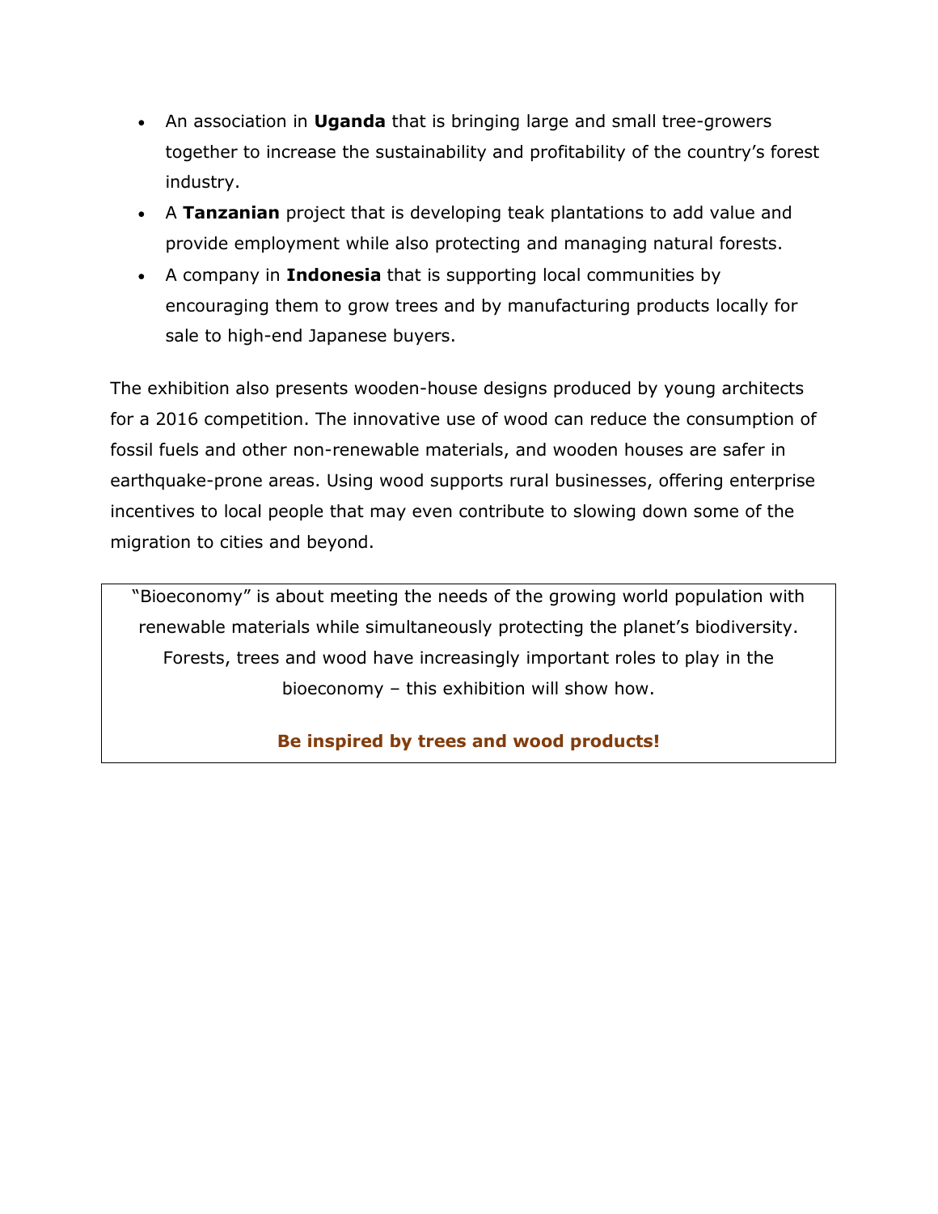- An association in **Uganda** that is bringing large and small tree-growers together to increase the sustainability and profitability of the country's forest industry.
- A **Tanzanian** project that is developing teak plantations to add value and provide employment while also protecting and managing natural forests.
- A company in **Indonesia** that is supporting local communities by encouraging them to grow trees and by manufacturing products locally for sale to high-end Japanese buyers.

The exhibition also presents wooden-house designs produced by young architects for a 2016 competition. The innovative use of wood can reduce the consumption of fossil fuels and other non-renewable materials, and wooden houses are safer in earthquake-prone areas. Using wood supports rural businesses, offering enterprise incentives to local people that may even contribute to slowing down some of the migration to cities and beyond.

"Bioeconomy" is about meeting the needs of the growing world population with renewable materials while simultaneously protecting the planet's biodiversity. Forests, trees and wood have increasingly important roles to play in the bioeconomy – this exhibition will show how.

**Be inspired by trees and wood products!**